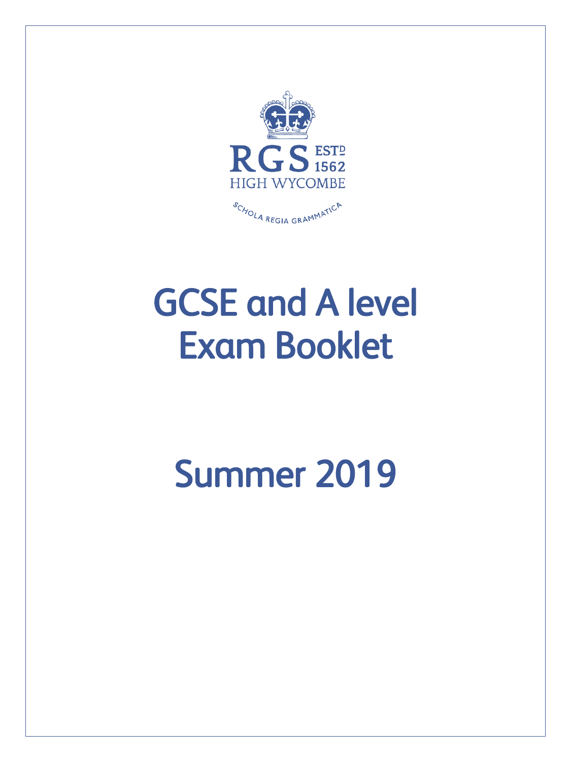RGS ESTD 1562

HIGH WYCOMBE

SCHOLA REGIA GRAMMATICA

# GCSE and A level Exam Booklet

# Summer 2019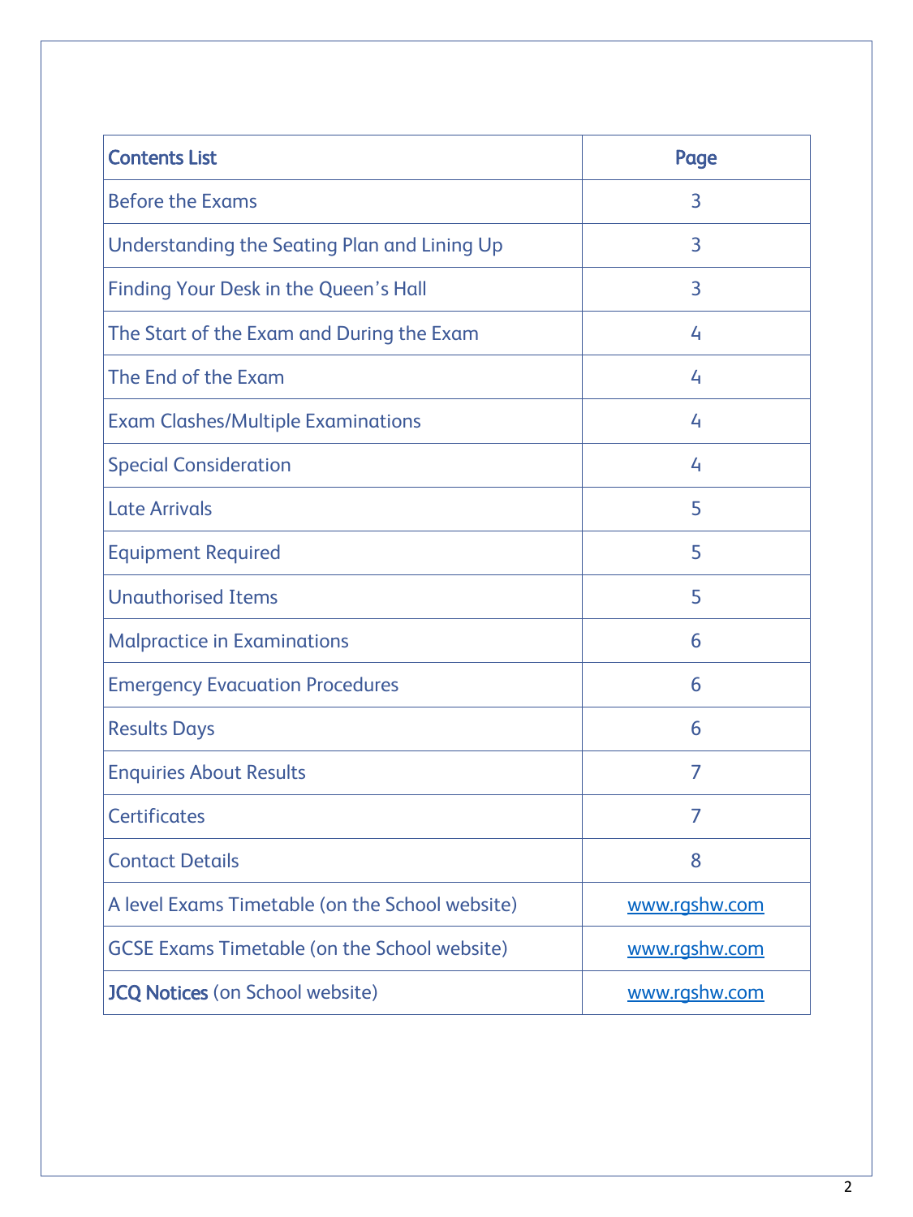| Contents List | Page |
|---|---|
| Before the Exams | 3 |
| Understanding the Seating Plan and Lining Up | 3 |
| Finding Your Desk in the Queen's Hall | 3 |
| The Start of the Exam and During the Exam | 4 |
| The End of the Exam | 4 |
| Exam Clashes/Multiple Examinations | 4 |
| Special Consideration | 4 |
| Late Arrivals | 5 |
| Equipment Required | 5 |
| Unauthorised Items | 5 |
| Malpractice in Examinations | 6 |
| Emergency Evacuation Procedures | 6 |
| Results Days | 6 |
| Enquiries About Results | 7 |
| Certificates | 7 |
| Contact Details | 8 |
| A level Exams Timetable (on the School website) | www.rgshw.com |
| GCSE Exams Timetable (on the School website) | www.rgshw.com |
| JCQ Notices (on School website) | www.rgshw.com |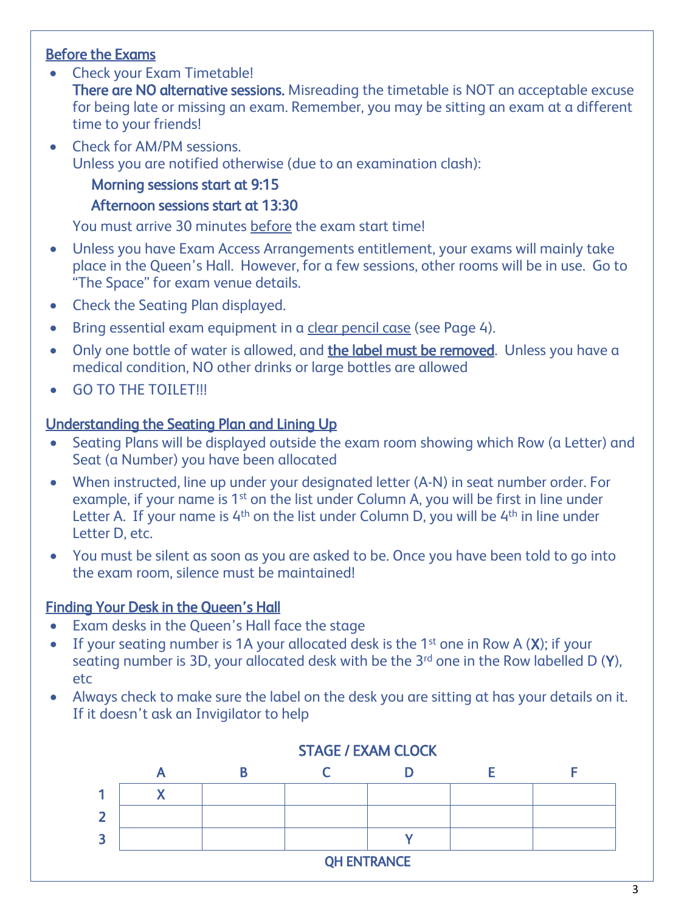## Before the Exams

- Check your Exam Timetable!
  **There are NO alternative sessions.** Misreading the timetable is NOT an acceptable excuse for being late or missing an exam. Remember, you may be sitting an exam at a different time to your friends!
- Check for AM/PM sessions.
  Unless you are notified otherwise (due to an examination clash):

  **Morning sessions start at 9:15**

  **Afternoon sessions start at 13:30**

  You must arrive 30 minutes before the exam start time!
- Unless you have Exam Access Arrangements entitlement, your exams will mainly take place in the Queen's Hall. However, for a few sessions, other rooms will be in use. Go to "The Space" for exam venue details.
- Check the Seating Plan displayed.
- Bring essential exam equipment in a clear pencil case (see Page 4).
- Only one bottle of water is allowed, and **the label must be removed**. Unless you have a medical condition, NO other drinks or large bottles are allowed
- GO TO THE TOILET!!!

## Understanding the Seating Plan and Lining Up

- Seating Plans will be displayed outside the exam room showing which Row (a Letter) and Seat (a Number) you have been allocated
- When instructed, line up under your designated letter (A-N) in seat number order. For example, if your name is 1st on the list under Column A, you will be first in line under Letter A. If your name is 4th on the list under Column D, you will be 4th in line under Letter D, etc.
- You must be silent as soon as you are asked to be. Once you have been told to go into the exam room, silence must be maintained!

## Finding Your Desk in the Queen's Hall

- Exam desks in the Queen's Hall face the stage
- If your seating number is 1A your allocated desk is the 1st one in Row A (**X**); if your seating number is 3D, your allocated desk with be the 3rd one in the Row labelled D (**Y**), etc
- Always check to make sure the label on the desk you are sitting at has your details on it. If it doesn't ask an Invigilator to help

**STAGE / EXAM CLOCK**

| | A | B | C | D | E | F |
|---|---|---|---|---|---|---|
| 1 | X | | | | | |
| 2 | | | | | | |
| 3 | | | | Y | | |

**QH ENTRANCE**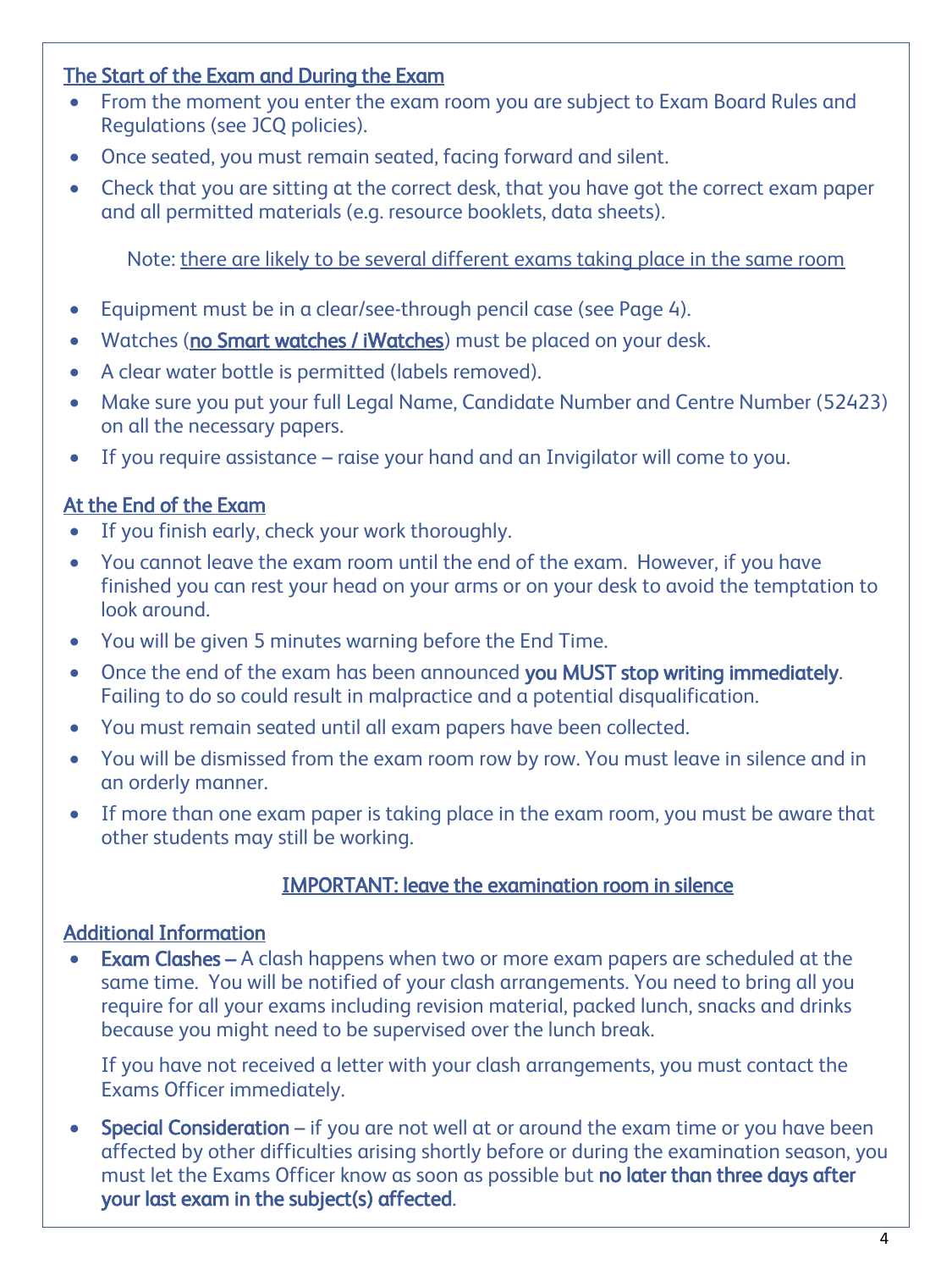## The Start of the Exam and During the Exam

- From the moment you enter the exam room you are subject to Exam Board Rules and Regulations (see JCQ policies).
- Once seated, you must remain seated, facing forward and silent.
- Check that you are sitting at the correct desk, that you have got the correct exam paper and all permitted materials (e.g. resource booklets, data sheets).

Note: there are likely to be several different exams taking place in the same room

- Equipment must be in a clear/see-through pencil case (see Page 4).
- Watches (**no Smart watches / iWatches**) must be placed on your desk.
- A clear water bottle is permitted (labels removed).
- Make sure you put your full Legal Name, Candidate Number and Centre Number (52423) on all the necessary papers.
- If you require assistance – raise your hand and an Invigilator will come to you.

## At the End of the Exam

- If you finish early, check your work thoroughly.
- You cannot leave the exam room until the end of the exam. However, if you have finished you can rest your head on your arms or on your desk to avoid the temptation to look around.
- You will be given 5 minutes warning before the End Time.
- Once the end of the exam has been announced **you MUST stop writing immediately**. Failing to do so could result in malpractice and a potential disqualification.
- You must remain seated until all exam papers have been collected.
- You will be dismissed from the exam room row by row. You must leave in silence and in an orderly manner.
- If more than one exam paper is taking place in the exam room, you must be aware that other students may still be working.

**IMPORTANT: leave the examination room in silence**

## Additional Information

- **Exam Clashes –** A clash happens when two or more exam papers are scheduled at the same time. You will be notified of your clash arrangements. You need to bring all you require for all your exams including revision material, packed lunch, snacks and drinks because you might need to be supervised over the lunch break.

  If you have not received a letter with your clash arrangements, you must contact the Exams Officer immediately.

- **Special Consideration** – if you are not well at or around the exam time or you have been affected by other difficulties arising shortly before or during the examination season, you must let the Exams Officer know as soon as possible but **no later than three days after your last exam in the subject(s) affected**.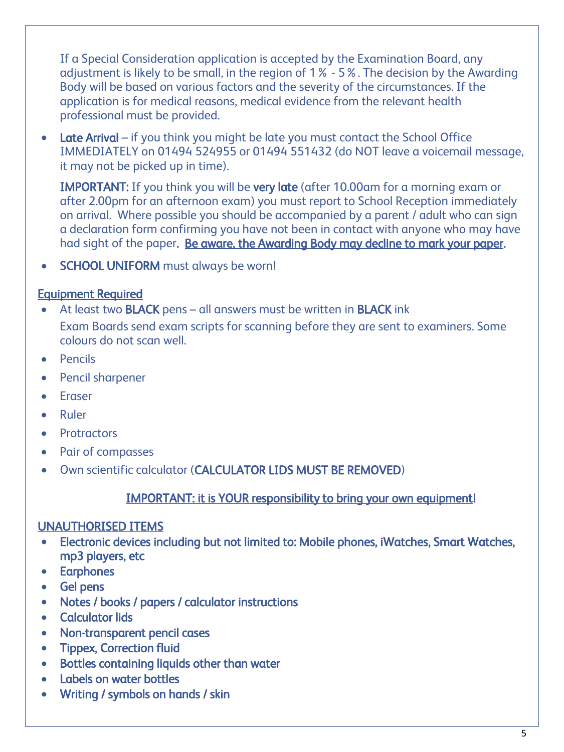If a Special Consideration application is accepted by the Examination Board, any adjustment is likely to be small, in the region of 1% - 5%. The decision by the Awarding Body will be based on various factors and the severity of the circumstances. If the application is for medical reasons, medical evidence from the relevant health professional must be provided.

- **Late Arrival** – if you think you might be late you must contact the School Office IMMEDIATELY on 01494 524955 or 01494 551432 (do NOT leave a voicemail message, it may not be picked up in time).

  **IMPORTANT:** If you think you will be **very late** (after 10.00am for a morning exam or after 2.00pm for an afternoon exam) you must report to School Reception immediately on arrival. Where possible you should be accompanied by a parent / adult who can sign a declaration form confirming you have not been in contact with anyone who may have had sight of the paper. **Be aware, the Awarding Body may decline to mark your paper.**

- **SCHOOL UNIFORM** must always be worn!

**Equipment Required**

- At least two **BLACK** pens – all answers must be written in **BLACK** ink

  Exam Boards send exam scripts for scanning before they are sent to examiners. Some colours do not scan well.
- Pencils
- Pencil sharpener
- Eraser
- Ruler
- Protractors
- Pair of compasses
- Own scientific calculator (**CALCULATOR LIDS MUST BE REMOVED**)

**IMPORTANT: it is YOUR responsibility to bring your own equipment!**

**UNAUTHORISED ITEMS**

- **Electronic devices including but not limited to: Mobile phones, iWatches, Smart Watches, mp3 players, etc**
- **Earphones**
- **Gel pens**
- **Notes / books / papers / calculator instructions**
- **Calculator lids**
- **Non-transparent pencil cases**
- **Tippex, Correction fluid**
- **Bottles containing liquids other than water**
- **Labels on water bottles**
- **Writing / symbols on hands / skin**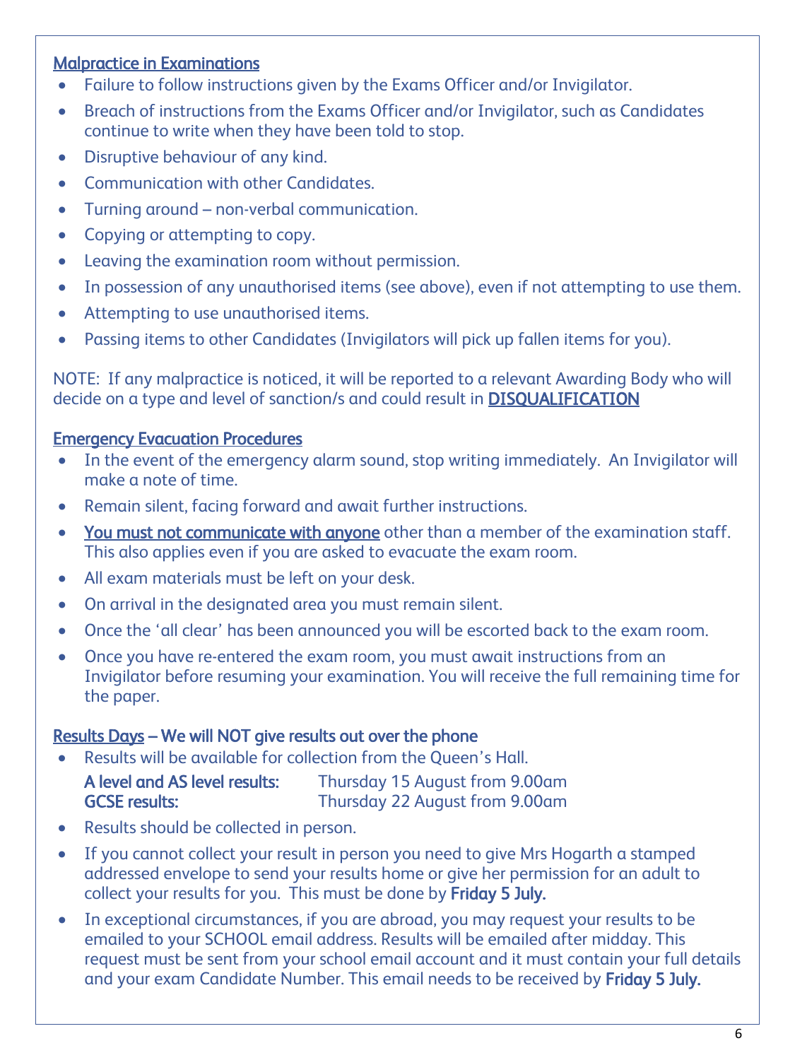## Malpractice in Examinations

- Failure to follow instructions given by the Exams Officer and/or Invigilator.
- Breach of instructions from the Exams Officer and/or Invigilator, such as Candidates continue to write when they have been told to stop.
- Disruptive behaviour of any kind.
- Communication with other Candidates.
- Turning around – non-verbal communication.
- Copying or attempting to copy.
- Leaving the examination room without permission.
- In possession of any unauthorised items (see above), even if not attempting to use them.
- Attempting to use unauthorised items.
- Passing items to other Candidates (Invigilators will pick up fallen items for you).

NOTE: If any malpractice is noticed, it will be reported to a relevant Awarding Body who will decide on a type and level of sanction/s and could result in **DISQUALIFICATION**

## Emergency Evacuation Procedures

- In the event of the emergency alarm sound, stop writing immediately. An Invigilator will make a note of time.
- Remain silent, facing forward and await further instructions.
- **You must not communicate with anyone** other than a member of the examination staff. This also applies even if you are asked to evacuate the exam room.
- All exam materials must be left on your desk.
- On arrival in the designated area you must remain silent.
- Once the 'all clear' has been announced you will be escorted back to the exam room.
- Once you have re-entered the exam room, you must await instructions from an Invigilator before resuming your examination. You will receive the full remaining time for the paper.

## Results Days – We will NOT give results out over the phone

- Results will be available for collection from the Queen's Hall.

  **A level and AS level results:** Thursday 15 August from 9.00am
  **GCSE results:** Thursday 22 August from 9.00am

- Results should be collected in person.
- If you cannot collect your result in person you need to give Mrs Hogarth a stamped addressed envelope to send your results home or give her permission for an adult to collect your results for you. This must be done by **Friday 5 July.**
- In exceptional circumstances, if you are abroad, you may request your results to be emailed to your SCHOOL email address. Results will be emailed after midday. This request must be sent from your school email account and it must contain your full details and your exam Candidate Number. This email needs to be received by **Friday 5 July.**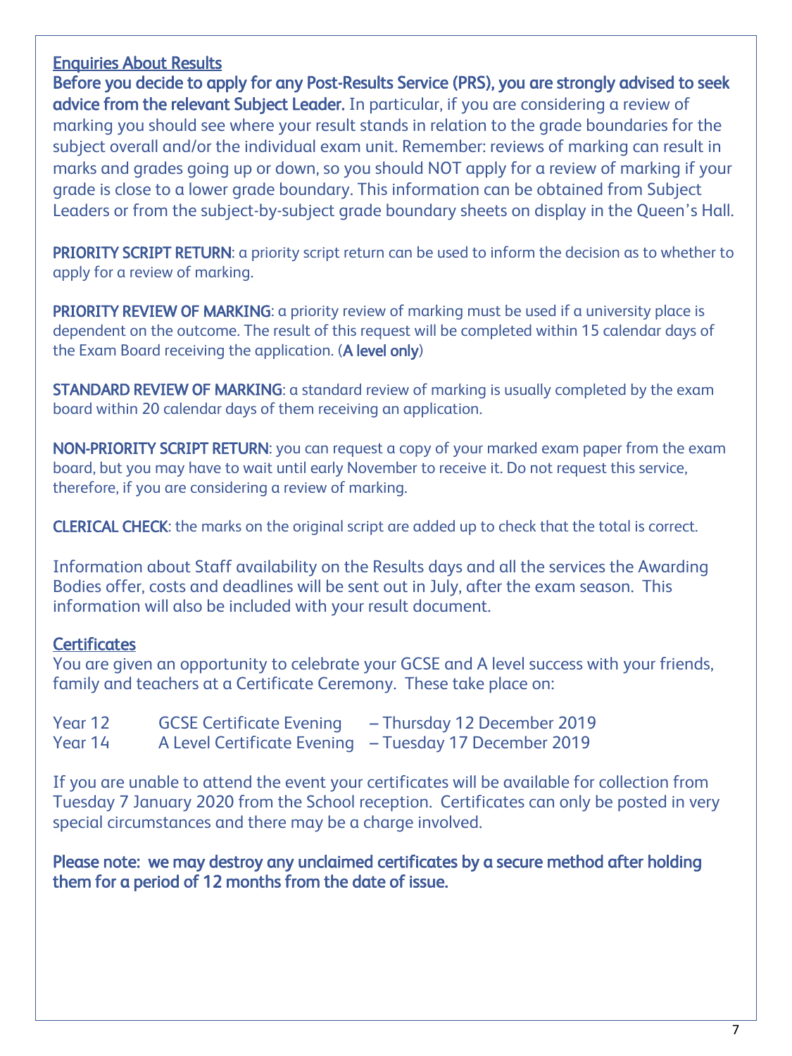## Enquiries About Results

**Before you decide to apply for any Post-Results Service (PRS), you are strongly advised to seek advice from the relevant Subject Leader.** In particular, if you are considering a review of marking you should see where your result stands in relation to the grade boundaries for the subject overall and/or the individual exam unit. Remember: reviews of marking can result in marks and grades going up or down, so you should NOT apply for a review of marking if your grade is close to a lower grade boundary. This information can be obtained from Subject Leaders or from the subject-by-subject grade boundary sheets on display in the Queen's Hall.

**PRIORITY SCRIPT RETURN**: a priority script return can be used to inform the decision as to whether to apply for a review of marking.

**PRIORITY REVIEW OF MARKING**: a priority review of marking must be used if a university place is dependent on the outcome. The result of this request will be completed within 15 calendar days of the Exam Board receiving the application. (**A level only**)

**STANDARD REVIEW OF MARKING**: a standard review of marking is usually completed by the exam board within 20 calendar days of them receiving an application.

**NON-PRIORITY SCRIPT RETURN**: you can request a copy of your marked exam paper from the exam board, but you may have to wait until early November to receive it. Do not request this service, therefore, if you are considering a review of marking.

**CLERICAL CHECK**: the marks on the original script are added up to check that the total is correct.

Information about Staff availability on the Results days and all the services the Awarding Bodies offer, costs and deadlines will be sent out in July, after the exam season. This information will also be included with your result document.

## Certificates

You are given an opportunity to celebrate your GCSE and A level success with your friends, family and teachers at a Certificate Ceremony. These take place on:

| | | |
|---|---|---|
| Year 12 | GCSE Certificate Evening | – Thursday 12 December 2019 |
| Year 14 | A Level Certificate Evening | – Tuesday 17 December 2019 |

If you are unable to attend the event your certificates will be available for collection from Tuesday 7 January 2020 from the School reception. Certificates can only be posted in very special circumstances and there may be a charge involved.

**Please note: we may destroy any unclaimed certificates by a secure method after holding them for a period of 12 months from the date of issue.**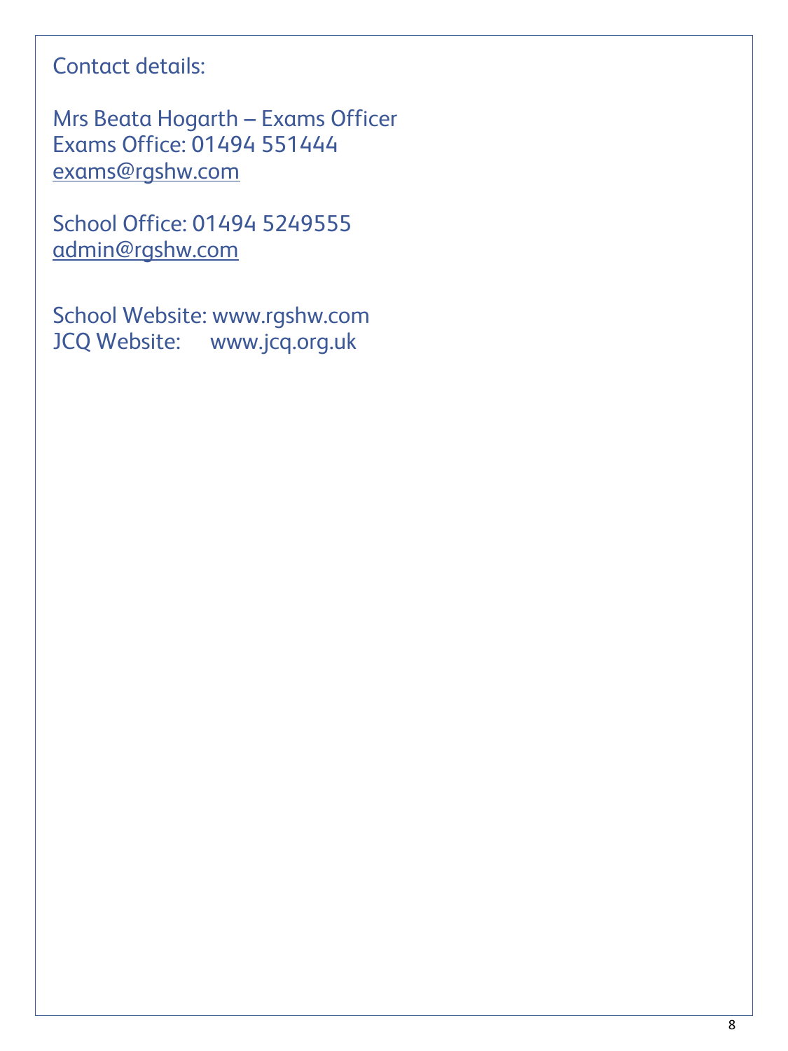Contact details:

Mrs Beata Hogarth – Exams Officer
Exams Office: 01494 551444
exams@rgshw.com

School Office: 01494 5249555
admin@rgshw.com

School Website: www.rgshw.com
JCQ Website: www.jcq.org.uk